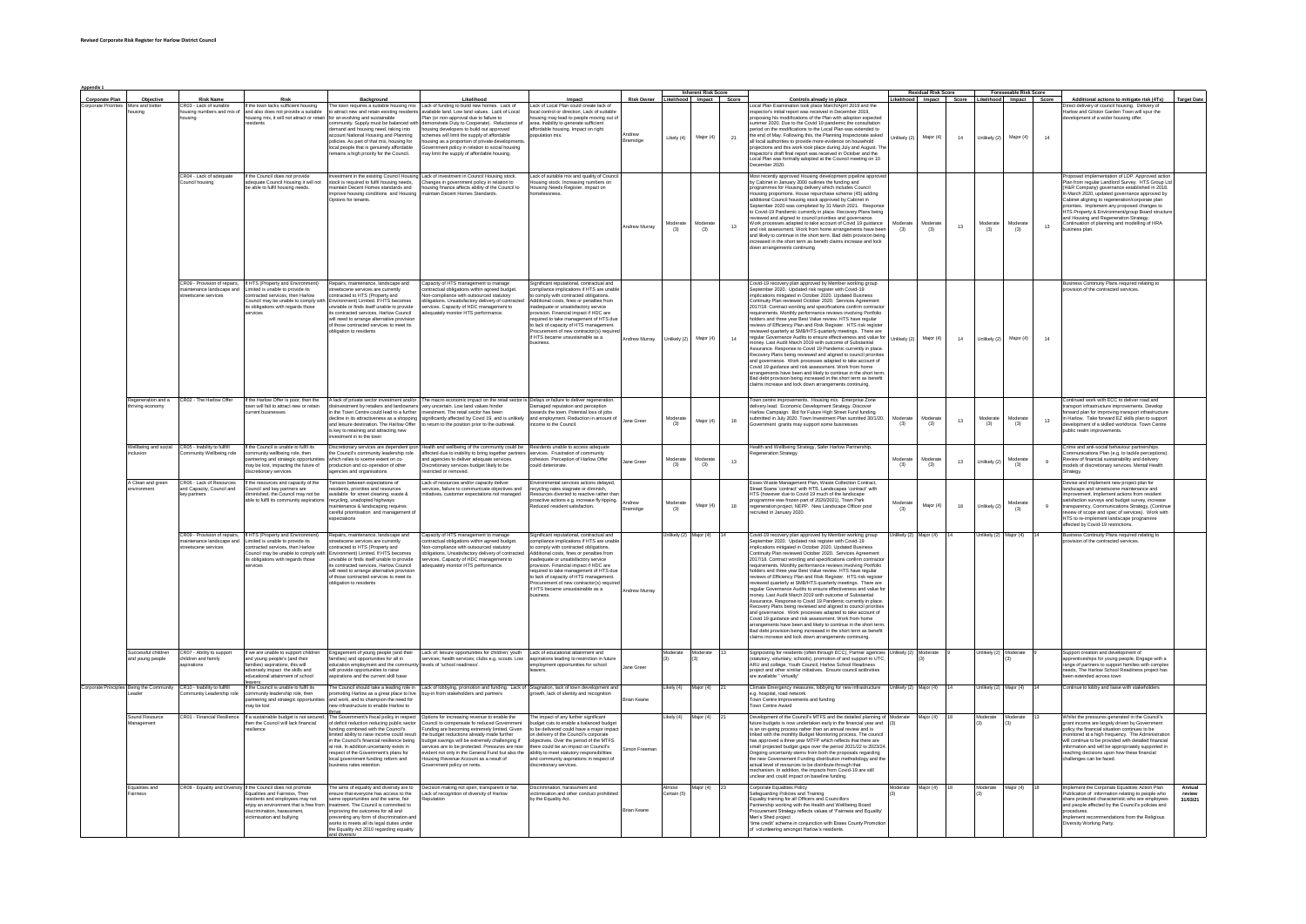# Revised Corporate Risk Register for Harlow District Council

Appendix 1

| Corporate Plan | Objective | Risk Name | Risk | Background | Likelihood | Impact | Risk Owner | Inherent Risk Score | | | Controls already in place | Residual Risk Score | | | Foreseeable Risk Score | | | Additional actions to mitigate risk (4Ts) | Target Date |
|---|---|---|---|---|---|---|---|---|---|---|---|---|---|---|---|---|---|---|---|
| | | | | | | | | Likelihood | Impact | Score | | Likelihood | Impact | Score | Likelihood | Impact | Score | | |
| Corporate Priorities | More and better housing | CR03 - Lack of suitable housing numbers and mix of housing | If the town lacks sufficient housing and also does not provide a suitable housing mix, it will not attract or retain residents | The town requires a suitable housing mix to attract new and retain existing residents for an evolving and sustainable community. Supply must be balanced with demand and housing need, taking into account National Housing and Planning policies. As part of that mix, housing for local people that is genuinely affordable remains a high priority for the Council. | Lack of funding to build new homes. Lack of available land. Low land values. Lack of Local Plan (or non-approval due to failure to demonstrate Duty to Cooperate). Reluctance of housing developers to build out approved schemes will limit the supply of affordable housing as a proportion of private developments. Government policy in relation to social housing may limit the supply of affordable housing. | Lack of Local Plan could create lack of local control or direction, Lack of suitable housing may lead to people moving out of area. Inability to generate sufficient affordable housing. Impact on right population mix. | Andrew Bramidge | Likely (4) | Major (4) | 21 | Local Plan Examination took place March/April 2019 and the inspector's initial report was received in December 2019, proposing his modifications of the Plan with adoption expected summer 2020. Due to the Covid 19 pandemic the consultation period on the modifications to the Local Plan was extended to the end of May. Following this, the Planning Inspectorate asked all local authorities to provide more evidence on household projections and this work took place during July and August. The Inspector's draft final report was received in October and the Local Plan was formally adopted at the Council meeting on 10 December 2020. | Unlikely (2) | Major (4) | 14 | Unlikely (2) | Major (4) | 14 | Direct delivery of council housing. Delivery of Harlow and Gilston Garden Town will spur the development of a wider housing offer. | |
| | | CR04 - Lack of adequate Council housing | If the Council does not provide adequate Council Housing it will not be able to fulfil housing needs. | Investment in the existing Council Housing stock is required to fulfil housing needs, maintain Decent Homes standards and improve housing conditions and Housing Options for tenants. | Lack of investment in Council Housing stock. Changes in government policy in relation to housing finance affects ability of the Council to maintain Decent Homes Standards. | Lack of suitable mix and quality of Council Housing stock. Increasing numbers on Housing Needs Register, impact on homelessness. | Andrew Murray | Moderate (3) | Moderate (3) | 13 | Most recently approved Housing development pipeline approved by Cabinet in January 2020 outlines the funding and programmes for Housing delivery which includes Council Housing proportions. House repurchase scheme (45) adding additional Council housing stock approved by Cabinet in September 2020 was completed by 31 March 2021. Response to Covid-19 Pandemic currently in place. Recovery Plans being reviewed and aligned to council priorities and governance. Work processes adapted to take account of Covid 19 guidance and risk assessment. Work from home arrangements have been and likely to continue in the short term. Bad debt provision being increased in the short term as benefit claims increase and lock down arrangements continuing. | Moderate (3) | Moderate (3) | 13 | Moderate (3) | Moderate (3) | 13 | Proposed implementation of LDP. Approved action Plan from regular Landlord Survey. HTS Group Ltd (H&R Company) governance established in 2018. In March 2020, updated governance approved by Cabinet aligning to regeneration/corporate plan priorities. Implement any proposed changes to HTS Property & Environment/group Board structure and Housing and Regeneration Strategy. Continuation of planning and modelling of HRA business plan. | |
| | | CR09 - Provision of repairs, maintenance landscape and streetscene services | If HTS (Property and Environment) Limited is unable to provide its contracted services, then Harlow Council may be unable to comply with its obligations with regards those services | Repairs, maintenance, landscape and streetscene services are currently contracted to HTS (Property and Environment) Limited. If HTS becomes unviable or finds itself unable to provide its contracted services, Harlow Council will need to arrange alternative provision of those contracted services to meet its obligation to residents | Capacity of HTS management to manage contractual obligations within agreed budget. Non-compliance with outsourced statutory obligations. Unsatisfactory delivery of contracted services. Capacity of HDC management to adequately monitor HTS performance. | Significant reputational, contractual and compliance implications if HTS are unable to comply with contracted obligations. Additional costs, fines or penalties from inadequate or unsatisfactory service provision. Financial impact if HDC are required to take management of HTS due to lack of capacity of HTS management. Procurement of new contractor(s) required if HTS became unsustainable as a business. | Andrew Murray | Unlikely (2) | Major (4) | 14 | Covid-19 recovery plan approved by Member working group September 2020. Updated risk register with Covid-19 implications mitigated in October 2020. Updated Business Continuity Plan reviewed October 2020. Services Agreement 2017/18. Contract wording and specifications confirm contractor requirements. Monthly performance reviews involving Portfolio holders and three year Best Value review. HTS have regular reviews of Efficiency Plan and Risk Register. HTS risk register reviewed quarterly at SMB/HTS quarterly meetings. There are regular Governance Audits to ensure effectiveness and value for money. Last Audit March 2019 with outcome of Substantial Assurance. Response to Covid 19 Pandemic currently in place. Recovery Plans being reviewed and aligned to council priorities and governance. Work processes adapted to take account of Covid 19 guidance and risk assessment. Work from home arrangements have been and likely to continue in the short term. Bad debt provision being increased in the short term as benefit claims increase and lock down arrangements continuing. | Unlikely (2) | Major (4) | 14 | Unlikely (2) | Major (4) | 14 | Business Continuity Plans required relating to provision of the contracted services. | |
| | Regeneration and a thriving economy | CR02 - The Harlow Offer | If the Harlow Offer is poor, then the town will fail to attract new or retain current businesses | A lack of private sector investment and/or disinvestment by retailers and landowners in the Town Centre could lead to a further decline in its attractiveness as a shopping and leisure destination. The Harlow Offer is key to retaining and attracting new investment in to the town | The macro economic impact on the retail sector is very uncertain. Low land values hinder investment. The retail sector has been significantly affected by Covid 19, and is unlikely to return to the position prior to the outbreak. | Delays or failure to deliver regeneration. Damaged reputation and perception towards the town. Potential loss of jobs and employment. Reduction in amount of income to the Council. | Jane Greer | Moderate (3) | Major (4) | 18 | Town centre improvements. Housing mix. Enterprise Zone delivery lead. Economic Development Strategy. Discover Harlow Campaign. Bid for Future High Street Fund funding submitted in July 2020. Town Investment Plan submitted 30/1/20. Government grants may support some businesses | Moderate (3) | Moderate (3) | 13 | Moderate (3) | Moderate (3) | 13 | Continued work with ECC to deliver road and transport infrastructure improvements. Develop forward plan for improving transport infrastructure in Harlow. Take forward EZ skills plan to support development of a skilled workforce. Town Centre public realm improvements. | |
| | Wellbeing and social inclusion | CR05 - Inability to fulfil Community Wellbeing role | If the Council is unable to fulfil its community wellbeing role, then partnering and strategic opportunities may be lost, impacting the future of discretionary services | Discretionary services are dependent upon the Council's community leadership role which relies to some extent on co-production and co-operation of other agencies and organisations | Health and wellbeing of the community could be affected due to inability to bring together partners and agencies to deliver adequate services. Discretionary services budget likely to be restricted or removed. | Residents unable to access adequate services. Frustration of community cohesion. Perception of Harlow Offer could deteriorate. | Jane Greer | Moderate (3) | Moderate (3) | 13 | Health and Wellbeing Strategy, Safer Harlow Partnership, Regeneration Strategy | Moderate (3) | Moderate (3) | 13 | Unlikely (2) | Moderate (3) | 9 | Crime and anti-social behaviour partnerships. Communications Plan (e.g. to tackle perceptions). Review of financial sustainability and delivery models of discretionary services. Mental Health Strategy. | |
| | A Clean and green environment | CR06 - Lack of Resources and Capacity, Council and key partners | If the resources and capacity of the Council and key partners are diminished, the Council may not be able to fulfil its community aspirations | Tension between expectations of residents, priorities and resources available for street cleaning, waste & recycling, unadopted highways maintenance & landscaping requires careful prioritisation and management of expectations | Lack of resources and/or capacity deliver services, failure to communicate objectives and initiatives, customer expectations not managed | Environmental services actions delayed, recycling rates stagnate or diminish, Resources diverted to reactive rather than proactive actions e.g. increase fly tipping. Reduced resident satisfaction. | Andrew Bramidge | Moderate (3) | Major (4) | 18 | Essex Waste Management Plan, Waste Collection Contract, Street Scene 'contract' with HTS, Landscapes 'contract' with HTS (however due to Covid 19 much of the landscape programme was frozen part of 2020/2021), Town Park regeneration project, NEPP. New Landscape Officer post recruited in January 2020. | Moderate (3) | Major (4) | 18 | Unlikely (2) | Moderate (3) | 9 | Devise and implement new project plan for landscape and streetscene maintenance and improvement. Implement actions from resident satisfaction surveys and budget survey, increase transparency, Communications Strategy. (Continue review of scope and spec of services). Work with HTS to re-implement landscape programme affected by Covid-19 restrictions. | |
| | | CR09 - Provision of repairs, maintenance landscape and streetscene services | If HTS (Property and Environment) Limited is unable to provide its contracted services, then Harlow Council may be unable to comply with its obligations with regards those services | Repairs, maintenance, landscape and streetscene services are currently contracted to HTS (Property and Environment) Limited. If HTS becomes unviable or finds itself unable to provide its contracted services, Harlow Council will need to arrange alternative provision of those contracted services to meet its obligation to residents | Capacity of HTS management to manage contractual obligations within agreed budget. Non-compliance with outsourced statutory obligations. Unsatisfactory delivery of contracted services. Capacity of HDC management to adequately monitor HTS performance. | Significant reputational, contractual and compliance implications if HTS are unable to comply with contracted obligations. Additional costs, fines or penalties from inadequate or unsatisfactory service provision. Financial impact if HDC are required to take management of HTS due to lack of capacity of HTS management. Procurement of new contractor(s) required if HTS became unsustainable as a business. | Andrew Murray | Unlikely (2) | Major (4) | 14 | Covid-19 recovery plan approved by Member working group September 2020. Updated risk register with Covid-19 implications mitigated in October 2020. Updated Business Continuity Plan reviewed October 2020. Services Agreement 2017/18. Contract wording and specifications confirm contractor requirements. Monthly performance reviews involving Portfolio holders and three year Best Value review. HTS have regular reviews of Efficiency Plan and Risk Register. HTS risk register reviewed quarterly at SMB/HTS quarterly meetings. There are regular Governance Audits to ensure effectiveness and value for money. Last Audit March 2019 with outcome of Substantial Assurance. Response to Covid 19 Pandemic currently in place. Recovery Plans being reviewed and aligned to council priorities and governance. Work processes adapted to take account of Covid 19 guidance and risk assessment. Work from home arrangements have been and likely to continue in the short term. Bad debt provision being increased in the short term as benefit claims increase and lock down arrangements continuing. | Unlikely (2) | Major (4) | 14 | Unlikely (2) | Major (4) | 14 | Business Continuity Plans required relating to provision of the contracted services. | |
| | Successful children and young people | CR07 - Ability to support children and family aspirations | If we are unable to support children and young people's (and their families) aspirations, this will adversely impact the skills and educational attainment of school leavers | Engagement of young people (and their families) and opportunities for all in education employment and the community will provide opportunities to raise aspirations and the current skill base | Lack of: leisure opportunities for children; youth services; health services; clubs e.g. scouts. Low levels of 'school readiness'. | Lack of educational attainment and aspirations leading to restriction in future employment opportunities for school leavers. | Jane Greer | Moderate (3) | Moderate (3) | 13 | Signposting for residents (often through ECC), Partner agencies (statutory, voluntary, schools), promotion of and support to UTC, ARU and college, Youth Council, Harlow School Readiness project and other similar initiatives. Ensure council acitivities are available " virtually" | Unlikely (2) | Moderate (3) | 9 | Unlikely (2) | Moderate (3) | 9 | Support creation and development of apprenticeships for young people. Engage with a range of partners to support families with complex needs. The Harlow School Readiness project has been extended across town | |
| Corporate Principles | Being the Community Leader | CR10 - Inability to fulfil Community Leadership role | If the Council is unable to fulfil its community leadership role, then partnering and strategic opportunities may be lost | The Council should take a leading role in promoting Harlow as a great place to live and work, and to champion the need for new infrastructure to enable Harlow to thrive | Lack of lobbying, promotion and funding. Lack of buy-in from stakeholders and partners | Stagnation, lack of town development and growth, lack of identity and recognition | Brian Keane | Likely (4) | Major (4) | 21 | Climate Emergency measures, lobbying for new infrastructure e.g. hospital, road network. Town Centre Improvements and funding Town Centre Award. | Unlikely (2) | Major (4) | 14 | Unlikely (2) | Major (4) | 14 | Continue to lobby and liaise with stakeholders | |
| | Sound Resource Management | CR01 - Financial Resilience | If a sustainable budget is not secured, then the Council will lack financial resilience | The Government's fiscal policy in respect of deficit reduction reducing public sector funding combined with the Council's limited ability to raise income would result in the Council's financial resilience being at risk. In addition uncertainty exists in respect of the Government's plans for local government funding reform and business rates retention | Options for increasing revenue to enable the Council to compensate to reduced Government Funding are becoming extremely limited. Given the budget reductions already made further budget savings will be extremely challenging if services are to be protected. Pressures are now evident not only in the General Fund but also the Housing Revenue Account as a result of Government policy on rents. | The impact of any further significant budget cuts to enable a balanced budget to be delivered could have a major impact on delivery of the Council's corporate objectives. Over the period of the MTFS there could be an impact on Council's ability to meet statutory responsibilities and community aspirations in respect of discretionary services. | Simon Freeman | Likely (4) | Major (4) | 21 | Development of the Council's MTFS and the detailed planning of future budgets is now undertaken early in the financial year and is an on-going process rather than an annual review and is linked with the monthly Budget Monitoring process. The council has approved a three year MTFP which reflects that there are small projected budget gaps over the period 2021/22 to 2023/24. Ongoing uncertainty stems from both the proposals regarding the new Government Funding distribution methodology and the actual level of resources to be distribute through that mechanism. In addition, the impacts from Covid-19 are still unclear and could impact on baseline funding. | Moderate (3) | Major (4) | 18 | Moderate (3) | Moderate (3) | 13 | Whilst the pressures generated in the Council's grant income are largely driven by Government policy the financial situation continues to be monitored at a high frequency. The Administration will continue to be provided with detailed financial information and will be appropriately supported in reaching decisions upon how these financial challenges can be faced. | |
| | Equalities and Fairness | CR08 - Equality and Diversity | If the Council does not promote Equalities and Fairness, Then residents and employees may not enjoy an environment that is free from discrimination, harassment, victimisation and bullying | The aims of equality and diversity are to ensure that everyone has access to the same opportunities and the same, fair treatment. The Council is committed to improving the outcomes for all and preventing any form of discrimination and works to meets all its legal duties under the Equality Act 2010 regarding equality and diversity | Decision making not open, transparent or fair. Lack of recognition of diversity of Harlow Reputation | Discrimination, harassment and victimisation and other conduct prohibited by the Equality Act. | Brian Keane | Almost Certain (5) | Major (4) | 23 | Corporate Equalities Policy<br>Safeguarding Policies and Training<br>Equality training for all Officers and Councillors<br>Partnership working with the Health and Wellbeing Board<br>Procurement Strategy reflects values of 'Fairness and Equality'<br>Men's Shed project<br>'time credit' scheme in conjunction with Essex County Promotion of volunteering amongst Harlow's residents. | Moderate (3) | Major (4) | 18 | Moderate (3) | Major (4) | 18 | Implement the Corporate Equalities Action Plan<br>Publication of information relating to people who share protected characteristic who are employees and people affected by the Council's policies and procedures.<br>Implement recommendations from the Religious Diversity Working Party. | Annual review 31/03/21 |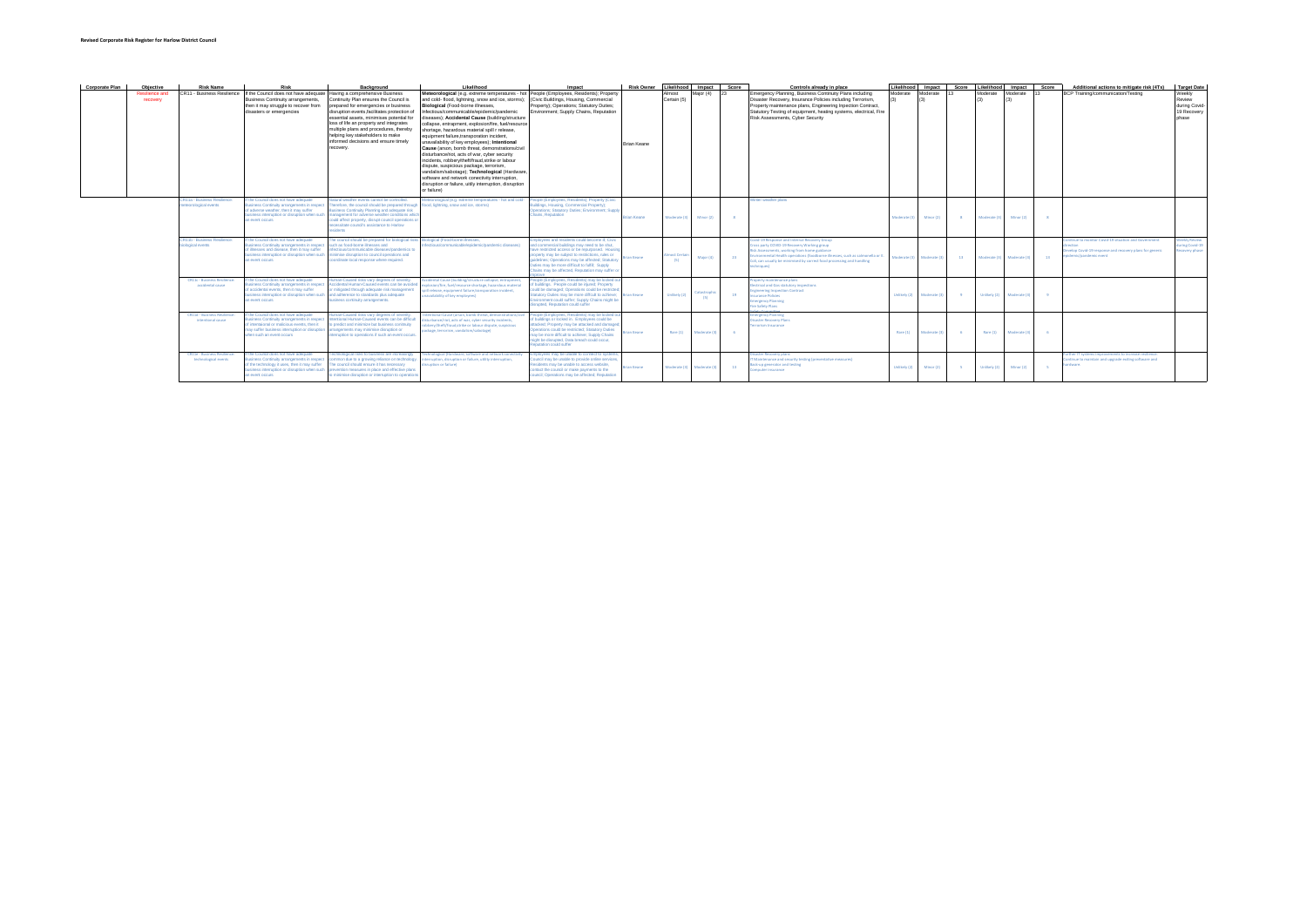**Revised Corporate Risk Register for Harlow District Council**

| Corporate Plan | Objective | Risk Name | Risk | Background | Likelihood | Impact | Risk Owner | Likelihood | Impact | Score | Controls already in place | Likelihood | Impact | Score | Likelihood | Impact | Score | Additional actions to mitigate risk (4Ts) | Target Date |
|---|---|---|---|---|---|---|---|---|---|---|---|---|---|---|---|---|---|---|---|
| | Resilience and recovery | CR11 - Business Resilience | If the Council does not have adequate Business Continuity arrangements, then it may struggle to recover from disasters or emergencies | Having a comprehensive Business Continuity Plan ensures the Council is prepared for emergencies or business disruption events,facilitates protection of essential assets, minimises potential for loss of life an property and integrates multiple plans and procedures, thereby helping key stakeholders to make informed decisions and ensure timely recovery. | **Meteorological** (e.g. extreme temperatures - hot and cold- flood, lightning, snow and ice, storms); **Biological** (Food-borne illnesses, Infectious/communicable/epidemic/pandemic diseases); **Accidental Cause** (building/structure collapse, entrapment, explosion/fire, fuel/resource shortage, hazardous material spill r release, equipment failure,transporation incident, unavailability of key employees); **Intentional Cause** (arson, bomb threat, demonstrations/civil disturbance/riot, acts of war, cyber security incidents, robbery/theft/fraud,strike or labour dispute, suspicious package, terrorism, vandalism/sabotage); **Technological** (Hardware, software and network conectivity interruption, disruption or failure, utility interruption, disruption or failure) | People (Employees, Residents); Property (Civic Buildings, Housing, Commercial Property); Operations; Statutory Duties; Environment; Supply Chains, Reputation | Brian Keane | Almost Certain (5) | Major (4) | 23 | Emergency Planning, Business Continuity Plans including Disaster Recovery, Insurance Policies including Terrorism, Property maintenance plans, Engineering Inpection Contract, Statutory Testing of equipment, heating systems, electrical, Fire Risk Assessments, Cyber Security | Moderate (3) | Moderate (3) | 13 | Moderate (3) | Moderate (3) | 13 | BCP Training/communication/Testing | Weekly Review during Covid-19 Recovery phase |
| | | CR11a - Business Resilience: Meteorological events | If the Council does not have adequate Business Continuity arrangements in respect of adverse weather, then it may suffer business interruption or disruption when such an event occurs | Natural weather events cannot be controlled. Therefore, the council should be prepared through Business Continuity Planning and adequate risk management for adverse weather conditions which could affect property, disrupt council operations or necessitate Council's assistance to Harlow residents | Meteorological (e.g. extreme temperatures - hot and cold - flood, lightning, snow and ice, storms) | People (Employees, Residents); Property (Civic Buildings, Housing, Commercial Property); Operations; Statutory Duties; Environment; Supply Chains; Reputation | Brian Keane | Moderate (3) | Minor (2) | 8 | Winter weather plans | Moderate (3) | Minor (2) | 8 | Moderate (3) | Minor (2) | 8 | | |
| | | CR11b - Business Resilience: Biological events | If the Council does not have adequate Business Continuity arrangements in respect of illnesses and disease, then it may suffer business interruption or disruption when such an event occurs | The council should be prepared for biological risks such as food-borne illnesses and infectious/communicable diseases/pandemics to minimise disruption to council operations and coordinate local response when required. | Biological (Food-borne illnesses, Infectious/communicable/epidemic/pandemic diseases) | Employees and residents could become ill. Civic and commercial buildings may need to be shut, have restricted access or be repurposed. Housing property may be subject to restrictions, rules or guidelines; Operations might be affected; Statutory Duties may be more difficult to fulfil; Supply Chains may be affected; Reputation may suffer in response | Brian Keane | Almost Certain (5) | Major (4) | 23 | Covid-19 Response and Internal Recovery Group; Cross party COVID-19 Recovery Working group; Risk Assessments, working from home guidance; Environmental Health operations (foodborne illnesses, such as salmonella or E. Coli can usually be minimised by correct food processing and handling techniques) | Moderate (3) | Moderate (3) | 13 | Moderate (3) | Moderate (3) | 13 | Continue to monitor Covid-19 situation and Government direction; Develop Covid-19 response and recovery plans for generic epidemic/pandemic event | Weekly Review during Covid-19 Recovery phase |
| | | CR11c - Business Resilience: accidental cause | If the Council does not have adequate Business Continuity arrangements in respect of accidental events, then it may suffer business interruption or disruption when such an event occurs | Human-Caused risks vary degrees of severity. Accidental Human-Caused events can be avoided or mitigated through adequate risk management and adherence to standards plus adequate business continuity arrangements. | Accidental Cause (building/structure collapse, entrapment, explosion/fire, fuel/resource shortage, hazardous material spill/release, equipment failure,transporation incident, unavailability of key employees) | People (Employees, Residents) may be injured or killed; Buildings - People could be injured; Property could be damaged; Operations could be restricted; Statutory Duties may be more difficult to achieve; Environment could suffer; Supply Chains might be disrupted; Reputation could suffer | Brian Keane | Unlikely (2) | Catastrophic (5) | 19 | Property maintenance plans; Electrical and Gas statutory inspections; Engineering Inspection Contract; Insurance Policies; Emergency Planning; Fire Safety Plans | Unlikely (2) | Moderate (3) | 9 | Unlikely (2) | Moderate (3) | 9 | | |
| | | CR11d - Business Resilience: intentional cause | If the Council does not have adequate Business Continuity arrangements in respect of intentional or malicious events, then it may suffer business interruption or disruption when such an event occurs | Human-Caused risks vary degrees of severity. Intentional Human-Caused events can be difficult to predict and minimise but business continuity arrangements may minimise disruption or interruption to operations if such an event occurs. | Intentional Cause (arson, bomb threat, demonstrations/civil disturbance/riot, acts of war, cyber security incidents, robbery/theft/fraud,strike or labour dispute, suspicious package, terrorism, vandalism/sabotage) | People (Employees, Residents) may be injured or killed or buildings be looted in. Employees could be attacked; Property may be attacked and damaged; Operations could be restricted; Statutory Duties may be more difficult to achieve; Supply Chains might be disrupted; Data breach could occur; Reputation could suffer | Brian Keane | Rare (1) | Moderate (3) | 6 | Emergency Planning; Disaster Recovery Plans; Terrorism Insurance | Rare (1) | Moderate (3) | 6 | Rare (1) | Moderate (3) | 6 | | |
| | | CR11e - Business Resilience: technological events | If the Council does not have adequate Business Continuity arrangements in respect of the technology it uses, then it may suffer business interruption or disruption when such an event occurs | Technological risks to business are increasingly common due to a growing reliance on technology. The council should ensure it has necessary prevention measures in place and effective plans to minimise disruption or interruption to operations | Technological (Hardware, software and network conectivity interruption, disruption or failure, utility interruption, disruption or failure) | Employees may be unable to connect to systems; Council may be unable to provide online services; Residents may be unable to access website, contact the council or make payments to the council; Operations may be affected; Reputation | Brian Keane | Moderate (3) | Moderate (3) | 13 | Disaster Recovery plans; IT Maintenance and security testing (preventative measures); Back up generator and testing; Computer insurance | Unlikely (2) | Minor (2) | 5 | Unlikely (2) | Minor (2) | 5 | Further IT systems improvements to increase resilience; Continue to maintain and upgrade exiting software and hardware | |